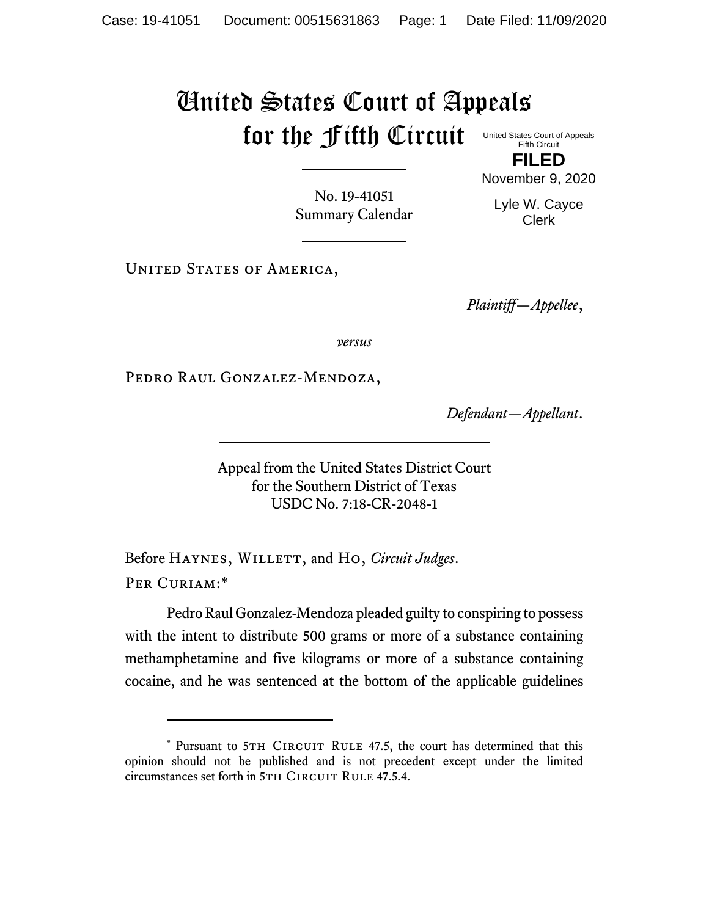# United States Court of Appeals for the Fifth Circuit

United States Court of Appeals
Fifth Circuit

**FILED**

November 9, 2020

Lyle W. Cayce
Clerk

No. 19-41051
Summary Calendar

United States of America,

*Plaintiff—Appellee*,

*versus*

Pedro Raul Gonzalez-Mendoza,

*Defendant—Appellant*.

Appeal from the United States District Court
for the Southern District of Texas
USDC No. 7:18-CR-2048-1

Before Haynes, Willett, and Ho, *Circuit Judges*.

Per Curiam:*

Pedro Raul Gonzalez-Mendoza pleaded guilty to conspiring to possess with the intent to distribute 500 grams or more of a substance containing methamphetamine and five kilograms or more of a substance containing cocaine, and he was sentenced at the bottom of the applicable guidelines

---

\* Pursuant to 5th Circuit Rule 47.5, the court has determined that this opinion should not be published and is not precedent except under the limited circumstances set forth in 5th Circuit Rule 47.5.4.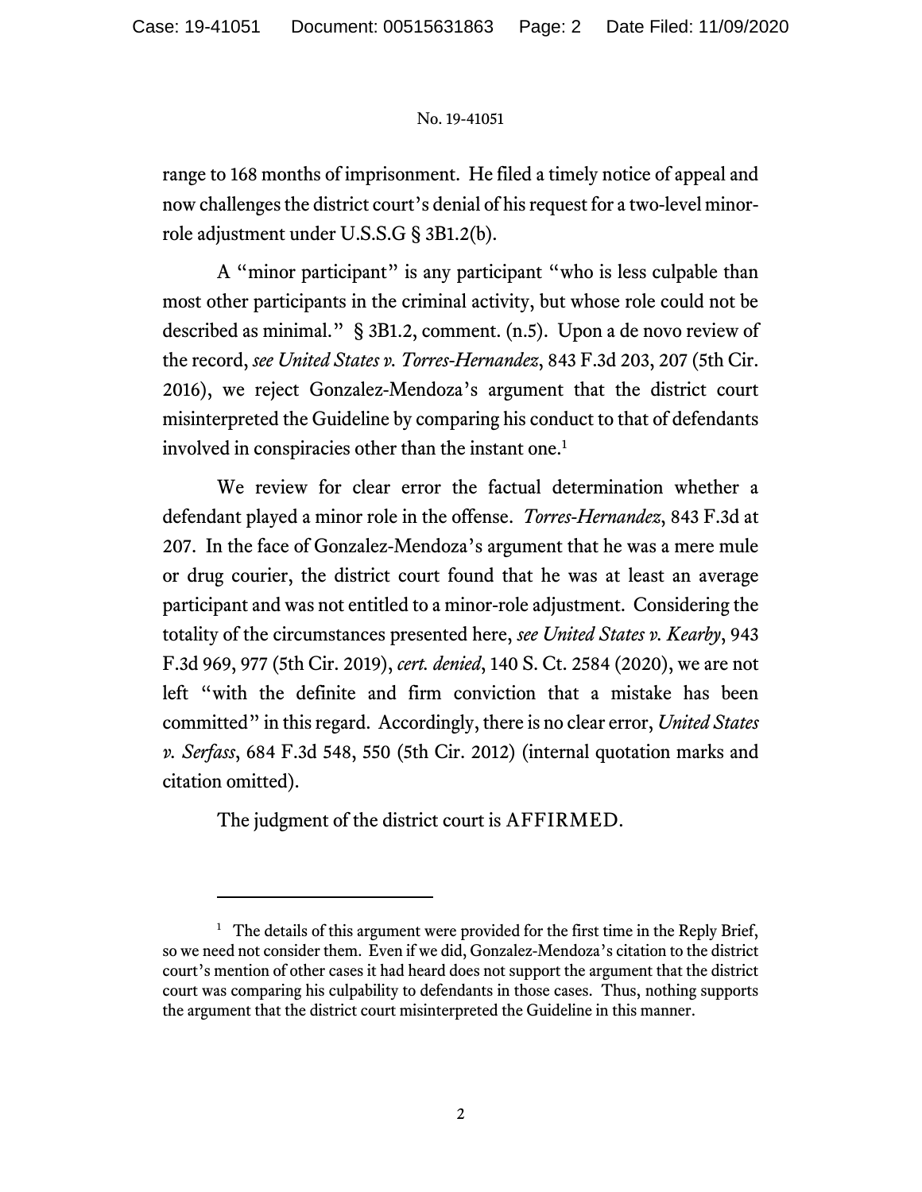range to 168 months of imprisonment. He filed a timely notice of appeal and now challenges the district court's denial of his request for a two-level minor-role adjustment under U.S.S.G § 3B1.2(b).

A "minor participant" is any participant "who is less culpable than most other participants in the criminal activity, but whose role could not be described as minimal." § 3B1.2, comment. (n.5). Upon a de novo review of the record, *see United States v. Torres-Hernandez*, 843 F.3d 203, 207 (5th Cir. 2016), we reject Gonzalez-Mendoza's argument that the district court misinterpreted the Guideline by comparing his conduct to that of defendants involved in conspiracies other than the instant one.[1]

We review for clear error the factual determination whether a defendant played a minor role in the offense. *Torres-Hernandez*, 843 F.3d at 207. In the face of Gonzalez-Mendoza's argument that he was a mere mule or drug courier, the district court found that he was at least an average participant and was not entitled to a minor-role adjustment. Considering the totality of the circumstances presented here, *see United States v. Kearby*, 943 F.3d 969, 977 (5th Cir. 2019), *cert. denied*, 140 S. Ct. 2584 (2020), we are not left "with the definite and firm conviction that a mistake has been committed" in this regard. Accordingly, there is no clear error, *United States v. Serfass*, 684 F.3d 548, 550 (5th Cir. 2012) (internal quotation marks and citation omitted).

The judgment of the district court is AFFIRMED.

---

[1] The details of this argument were provided for the first time in the Reply Brief, so we need not consider them. Even if we did, Gonzalez-Mendoza's citation to the district court's mention of other cases it had heard does not support the argument that the district court was comparing his culpability to defendants in those cases. Thus, nothing supports the argument that the district court misinterpreted the Guideline in this manner.